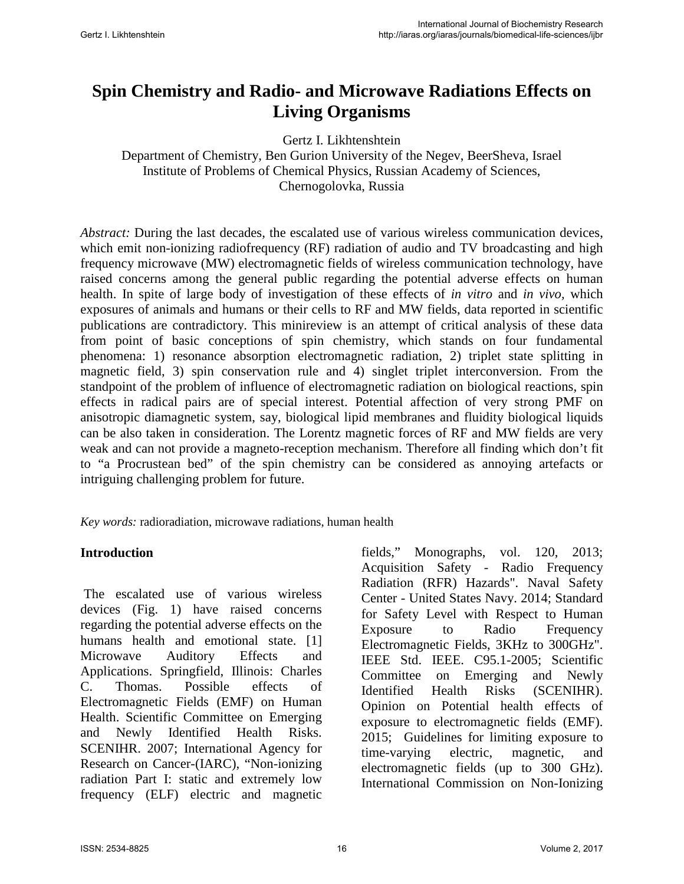# Spin Chemistry and Radio- and Microwave Radiations Effects on Living Organisms

Gertz I. Likhtenshtein
Department of Chemistry, Ben Gurion University of the Negev, BeerSheva, Israel
Institute of Problems of Chemical Physics, Russian Academy of Sciences, Chernogolovka, Russia

*Abstract:* During the last decades, the escalated use of various wireless communication devices, which emit non-ionizing radiofrequency (RF) radiation of audio and TV broadcasting and high frequency microwave (MW) electromagnetic fields of wireless communication technology, have raised concerns among the general public regarding the potential adverse effects on human health. In spite of large body of investigation of these effects of *in vitro* and *in vivo*, which exposures of animals and humans or their cells to RF and MW fields, data reported in scientific publications are contradictory. This minireview is an attempt of critical analysis of these data from point of basic conceptions of spin chemistry, which stands on four fundamental phenomena: 1) resonance absorption electromagnetic radiation, 2) triplet state splitting in magnetic field, 3) spin conservation rule and 4) singlet triplet interconversion. From the standpoint of the problem of influence of electromagnetic radiation on biological reactions, spin effects in radical pairs are of special interest. Potential affection of very strong PMF on anisotropic diamagnetic system, say, biological lipid membranes and fluidity biological liquids can be also taken in consideration. The Lorentz magnetic forces of RF and MW fields are very weak and can not provide a magneto-reception mechanism. Therefore all finding which don't fit to "a Procrustean bed" of the spin chemistry can be considered as annoying artefacts or intriguing challenging problem for future.

*Key words:* radioradiation, microwave radiations, human health

## Introduction

The escalated use of various wireless devices (Fig. 1) have raised concerns regarding the potential adverse effects on the humans health and emotional state. [1] Microwave Auditory Effects and Applications. Springfield, Illinois: Charles C. Thomas. Possible effects of Electromagnetic Fields (EMF) on Human Health. Scientific Committee on Emerging and Newly Identified Health Risks. SCENIHR. 2007; International Agency for Research on Cancer-(IARC), "Non-ionizing radiation Part I: static and extremely low frequency (ELF) electric and magnetic fields," Monographs, vol. 120, 2013; Acquisition Safety - Radio Frequency Radiation (RFR) Hazards". Naval Safety Center - United States Navy. 2014; Standard for Safety Level with Respect to Human Exposure to Radio Frequency Electromagnetic Fields, 3KHz to 300GHz". IEEE Std. IEEE. C95.1-2005; Scientific Committee on Emerging and Newly Identified Health Risks (SCENIHR). Opinion on Potential health effects of exposure to electromagnetic fields (EMF). 2015; Guidelines for limiting exposure to time-varying electric, magnetic, and electromagnetic fields (up to 300 GHz). International Commission on Non-Ionizing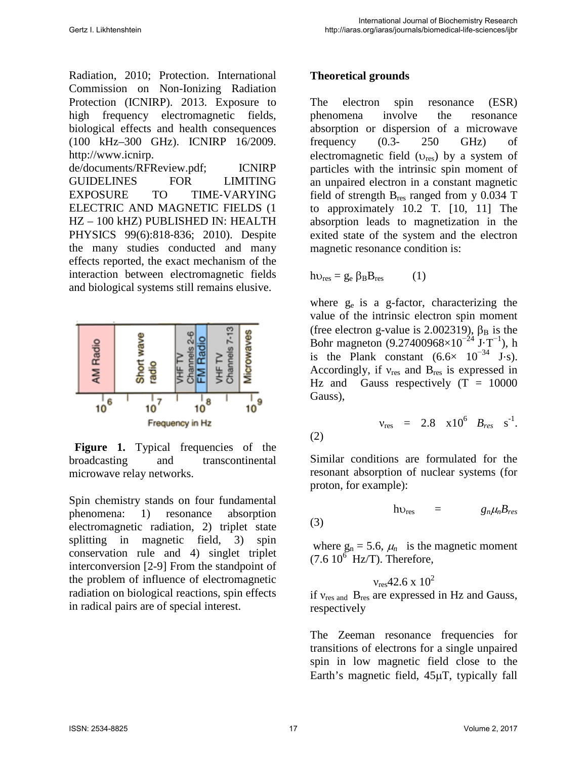Radiation, 2010; Protection. International Commission on Non-Ionizing Radiation Protection (ICNIRP). 2013. Exposure to high frequency electromagnetic fields, biological effects and health consequences (100 kHz–300 GHz). ICNIRP 16/2009. http://www.icnirp. de/documents/RFReview.pdf; ICNIRP GUIDELINES FOR LIMITING EXPOSURE TO TIME-VARYING ELECTRIC AND MAGNETIC FIELDS (1 HZ – 100 kHZ) PUBLISHED IN: HEALTH PHYSICS 99(6):818-836; 2010). Despite the many studies conducted and many effects reported, the exact mechanism of the interaction between electromagnetic fields and biological systems still remains elusive.

**Figure 1.** Typical frequencies of the broadcasting and transcontinental microwave relay networks.

Spin chemistry stands on four fundamental phenomena: 1) resonance absorption electromagnetic radiation, 2) triplet state splitting in magnetic field, 3) spin conservation rule and 4) singlet triplet interconversion [2-9] From the standpoint of the problem of influence of electromagnetic radiation on biological reactions, spin effects in radical pairs are of special interest.

**Theoretical grounds**

The electron spin resonance (ESR) phenomena involve the resonance absorption or dispersion of a microwave frequency (0.3- 250 GHz) of electromagnetic field ($\upsilon_{res}$) by a system of particles with the intrinsic spin moment of an unpaired electron in a constant magnetic field of strength $B_{res}$ ranged from y 0.034 T to approximately 10.2 T. [10, 11] The absorption leads to magnetization in the exited state of the system and the electron magnetic resonance condition is:

$$h\upsilon_{res} = g_e \beta_B B_{res} \qquad (1)$$

where $g_e$ is a g-factor, characterizing the value of the intrinsic electron spin moment (free electron g-value is 2.002319), $\beta_B$ is the Bohr magneton ($9.27400968\times10^{-24}$ $J\cdot T^{-1}$), h is the Plank constant ($6.6\times 10^{-34}$ J·s). Accordingly, if $\nu_{res}$ and $B_{res}$ is expressed in Hz and Gauss respectively (T = 10000 Gauss),

$$\nu_{res} = 2.8 \ \mathrm{x}10^{6} \ B_{res} \ \mathrm{s}^{-1}. \qquad (2)$$

Similar conditions are formulated for the resonant absorption of nuclear systems (for proton, for example):

$$h\upsilon_{res} = g_n \mu_n B_{res} \qquad (3)$$

where $g_n$ = 5.6, $\mu_n$ is the magnetic moment ($7.6\ 10^{6}$ Hz/T). Therefore,

$$\nu_{res} 42.6 \ \mathrm{x}\ 10^{2}$$

if $\nu_{res}$ and $B_{res}$ are expressed in Hz and Gauss, respectively

The Zeeman resonance frequencies for transitions of electrons for a single unpaired spin in low magnetic field close to the Earth's magnetic field, 45μT, typically fall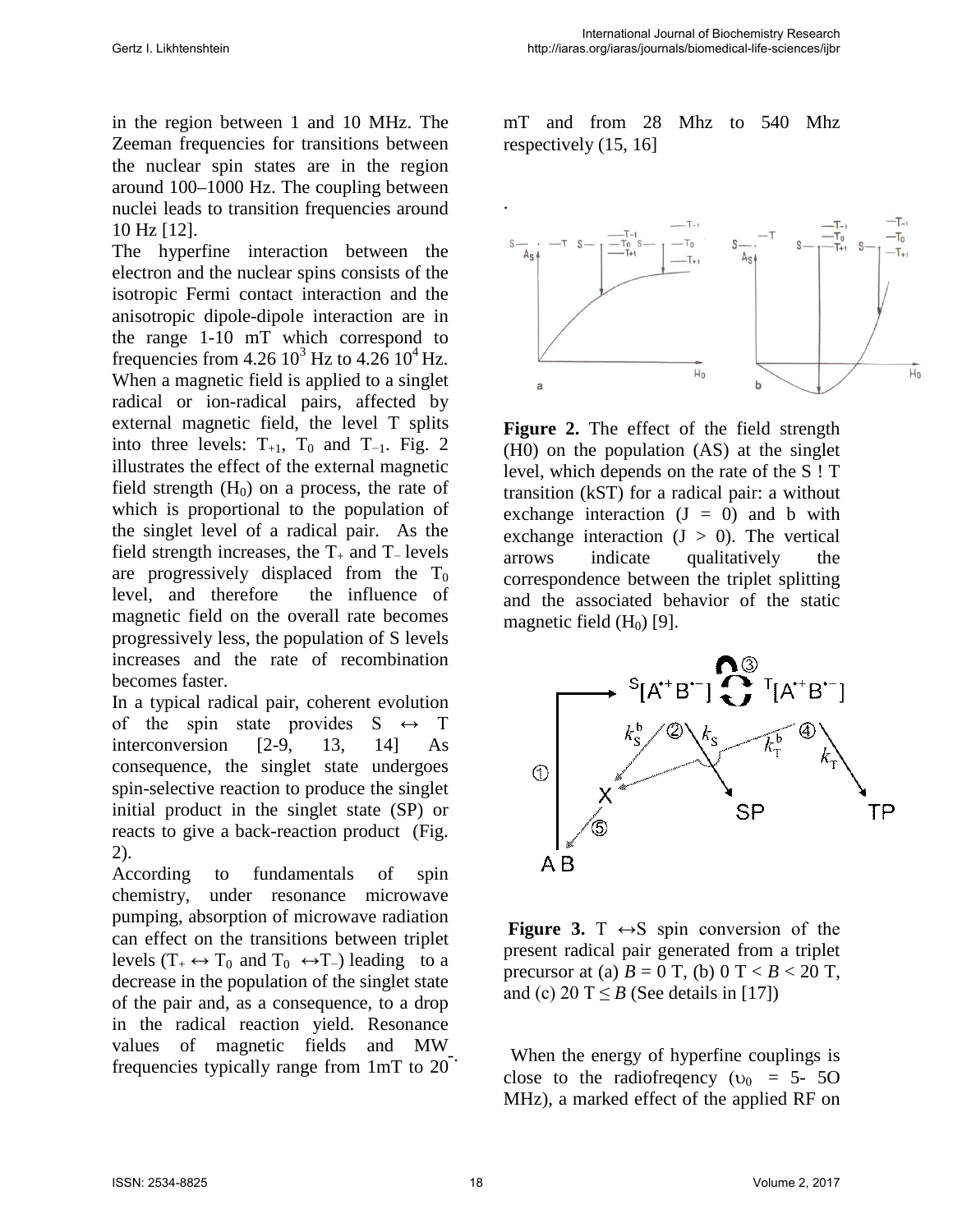in the region between 1 and 10 MHz. The Zeeman frequencies for transitions between the nuclear spin states are in the region around 100–1000 Hz. The coupling between nuclei leads to transition frequencies around 10 Hz [12].

The hyperfine interaction between the electron and the nuclear spins consists of the isotropic Fermi contact interaction and the anisotropic dipole-dipole interaction are in the range 1-10 mT which correspond to frequencies from $4.26\ 10^3$ Hz to $4.26\ 10^4$ Hz. When a magnetic field is applied to a singlet radical or ion-radical pairs, affected by external magnetic field, the level T splits into three levels: $T_{+1}$, $T_0$ and $T_{-1}$. Fig. 2 illustrates the effect of the external magnetic field strength ($H_0$) on a process, the rate of which is proportional to the population of the singlet level of a radical pair. As the field strength increases, the $T_+$ and $T_-$ levels are progressively displaced from the $T_0$ level, and therefore the influence of magnetic field on the overall rate becomes progressively less, the population of S levels increases and the rate of recombination becomes faster.

In a typical radical pair, coherent evolution of the spin state provides S $\leftrightarrow$ T interconversion [2-9, 13, 14] As consequence, the singlet state undergoes spin-selective reaction to produce the singlet initial product in the singlet state (SP) or reacts to give a back-reaction product (Fig. 2).

According to fundamentals of spin chemistry, under resonance microwave pumping, absorption of microwave radiation can effect on the transitions between triplet levels ($T_+ \leftrightarrow T_0$ and $T_0 \leftrightarrow T_-$) leading to a decrease in the population of the singlet state of the pair and, as a consequence, to a drop in the radical reaction yield. Resonance values of magnetic fields and MW frequencies typically range from 1mT to 20 mT and from 28 Mhz to 540 Mhz respectively (15, 16)

**Figure 2.** The effect of the field strength (H0) on the population (AS) at the singlet level, which depends on the rate of the S ! T transition (kST) for a radical pair: a without exchange interaction (J = 0) and b with exchange interaction (J > 0). The vertical arrows indicate qualitatively the correspondence between the triplet splitting and the associated behavior of the static magnetic field ($H_0$) [9].

**Figure 3.** T $\leftrightarrow$S spin conversion of the present radical pair generated from a triplet precursor at (a) $B$ = 0 T, (b) 0 T < $B$ < 20 T, and (c) 20 T ≤ $B$ (See details in [17])

When the energy of hyperfine couplings is close to the radiofreqency ($\upsilon_0$ = 5- 5O MHz), a marked effect of the applied RF on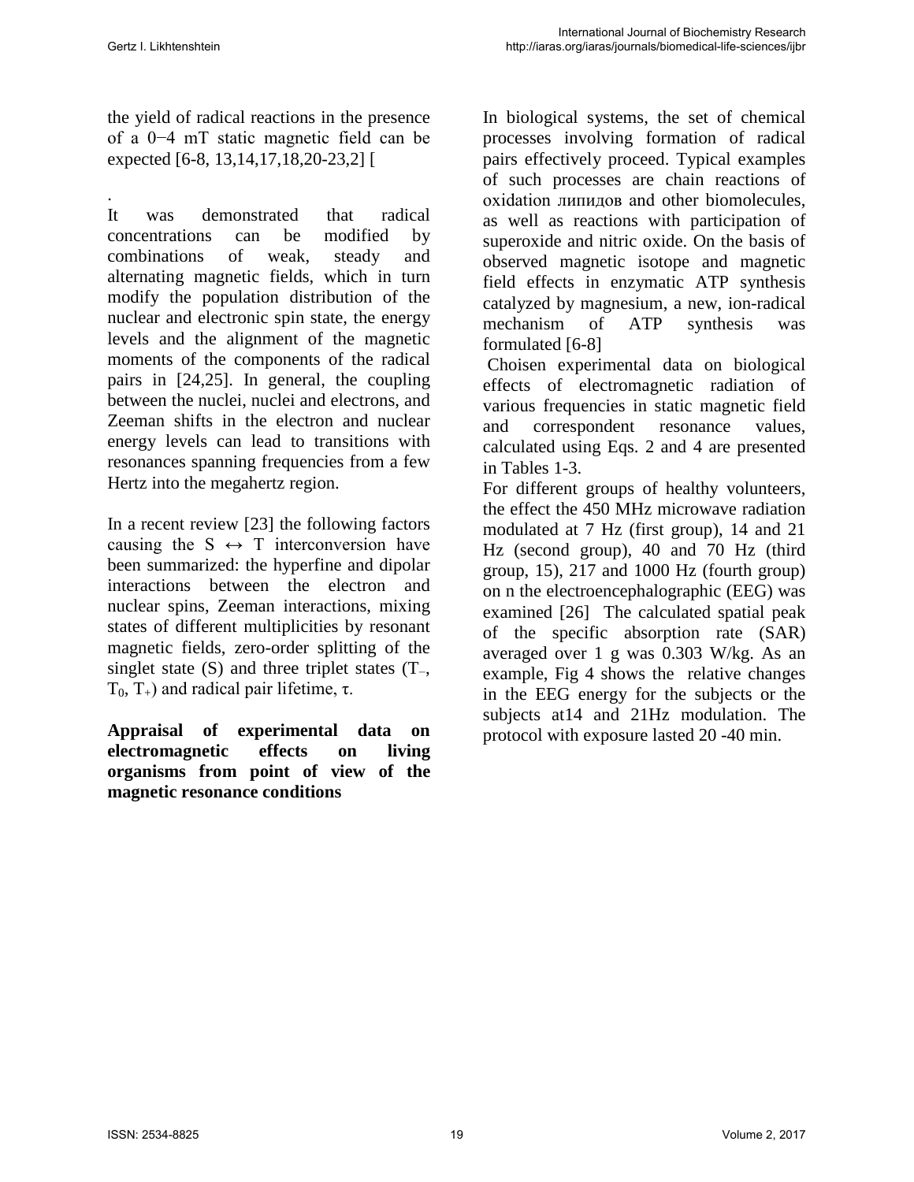the yield of radical reactions in the presence of a 0−4 mT static magnetic field can be expected [6-8, 13,14,17,18,20-23,2] [

.
It was demonstrated that radical concentrations can be modified by combinations of weak, steady and alternating magnetic fields, which in turn modify the population distribution of the nuclear and electronic spin state, the energy levels and the alignment of the magnetic moments of the components of the radical pairs in [24,25]. In general, the coupling between the nuclei, nuclei and electrons, and Zeeman shifts in the electron and nuclear energy levels can lead to transitions with resonances spanning frequencies from a few Hertz into the megahertz region.

In a recent review [23] the following factors causing the S ↔ T interconversion have been summarized: the hyperfine and dipolar interactions between the electron and nuclear spins, Zeeman interactions, mixing states of different multiplicities by resonant magnetic fields, zero-order splitting of the singlet state (S) and three triplet states ($T_-$, $T_0$, $T_+$) and radical pair lifetime, τ.

**Appraisal of experimental data on electromagnetic effects on living organisms from point of view of the magnetic resonance conditions**

In biological systems, the set of chemical processes involving formation of radical pairs effectively proceed. Typical examples of such processes are chain reactions of oxidation липидов and other biomolecules, as well as reactions with participation of superoxide and nitric oxide. On the basis of observed magnetic isotope and magnetic field effects in enzymatic ATP synthesis catalyzed by magnesium, a new, ion-radical mechanism of ATP synthesis was formulated [6-8]

Choisen experimental data on biological effects of electromagnetic radiation of various frequencies in static magnetic field and correspondent resonance values, calculated using Eqs. 2 and 4 are presented in Tables 1-3.

For different groups of healthy volunteers, the effect the 450 MHz microwave radiation modulated at 7 Hz (first group), 14 and 21 Hz (second group), 40 and 70 Hz (third group, 15), 217 and 1000 Hz (fourth group) on n the electroencephalographic (EEG) was examined [26] The calculated spatial peak of the specific absorption rate (SAR) averaged over 1 g was 0.303 W/kg. As an example, Fig 4 shows the relative changes in the EEG energy for the subjects or the subjects at14 and 21Hz modulation. The protocol with exposure lasted 20 -40 min.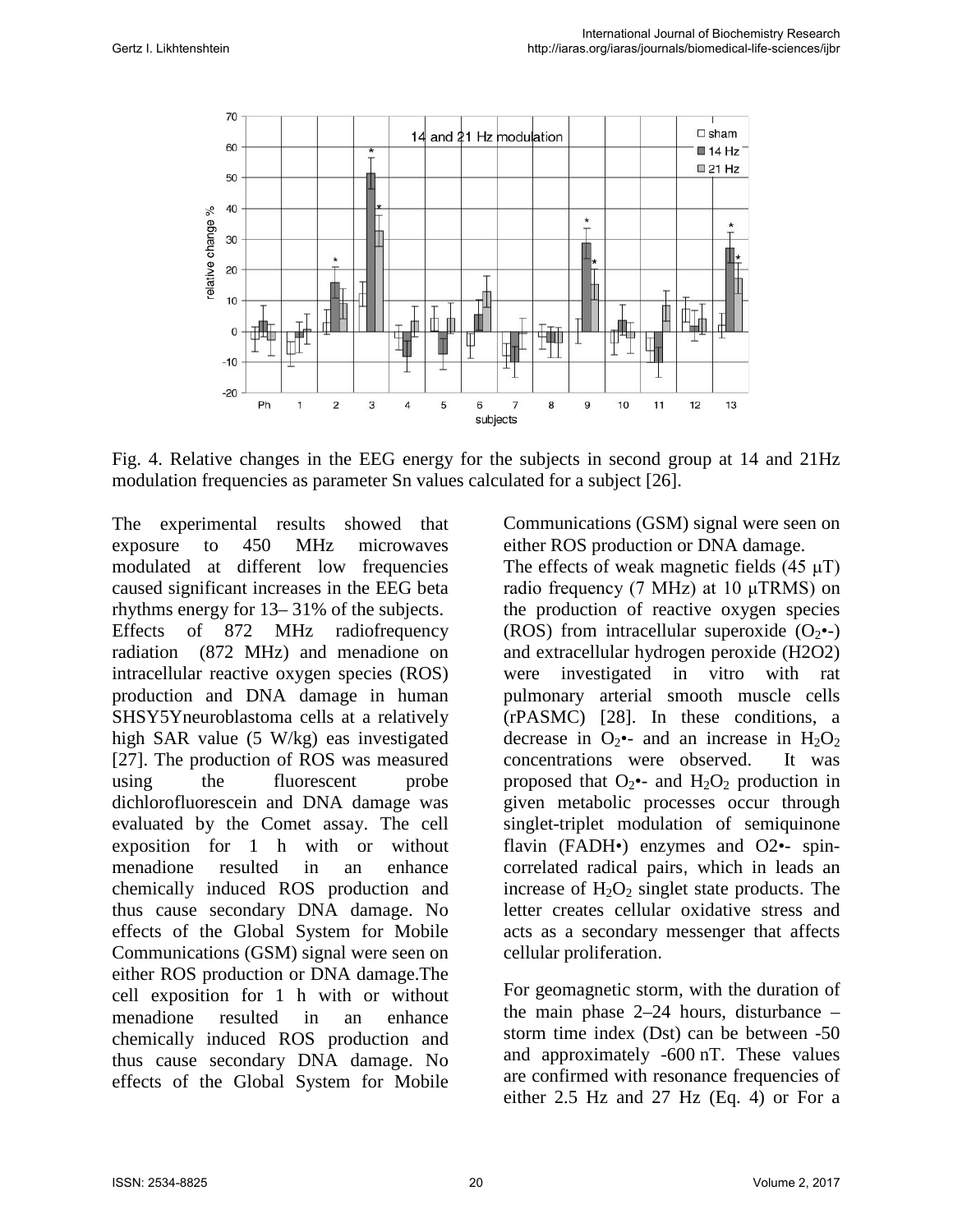Fig. 4. Relative changes in the EEG energy for the subjects in second group at 14 and 21Hz modulation frequencies as parameter Sn values calculated for a subject [26].

The experimental results showed that exposure to 450 MHz microwaves modulated at different low frequencies caused significant increases in the EEG beta rhythms energy for 13– 31% of the subjects.

Effects of 872 MHz radiofrequency radiation (872 MHz) and menadione on intracellular reactive oxygen species (ROS) production and DNA damage in human SHSY5Yneuroblastoma cells at a relatively high SAR value (5 W/kg) eas investigated [27]. The production of ROS was measured using the fluorescent probe dichlorofluorescein and DNA damage was evaluated by the Comet assay. The cell exposition for 1 h with or without menadione resulted in an enhance chemically induced ROS production and thus cause secondary DNA damage. No effects of the Global System for Mobile Communications (GSM) signal were seen on either ROS production or DNA damage.The cell exposition for 1 h with or without menadione resulted in an enhance chemically induced ROS production and thus cause secondary DNA damage. No effects of the Global System for Mobile Communications (GSM) signal were seen on either ROS production or DNA damage.

The effects of weak magnetic fields (45 μT) radio frequency (7 MHz) at 10 μTRMS) on the production of reactive oxygen species (ROS) from intracellular superoxide ($O_2$•-) and extracellular hydrogen peroxide (H2O2) were investigated in vitro with rat pulmonary arterial smooth muscle cells (rPASMC) [28]. In these conditions, a decrease in $O_2$•- and an increase in $H_2O_2$ concentrations were observed. It was proposed that $O_2$•- and $H_2O_2$ production in given metabolic processes occur through singlet-triplet modulation of semiquinone flavin (FADH•) enzymes and O2•- spin-correlated radical pairs, which in leads an increase of $H_2O_2$ singlet state products. The letter creates cellular oxidative stress and acts as a secondary messenger that affects cellular proliferation.

For geomagnetic storm, with the duration of the main phase 2–24 hours, disturbance – storm time index (Dst) can be between -50 and approximately -600 nT. These values are confirmed with resonance frequencies of either 2.5 Hz and 27 Hz (Eq. 4) or For a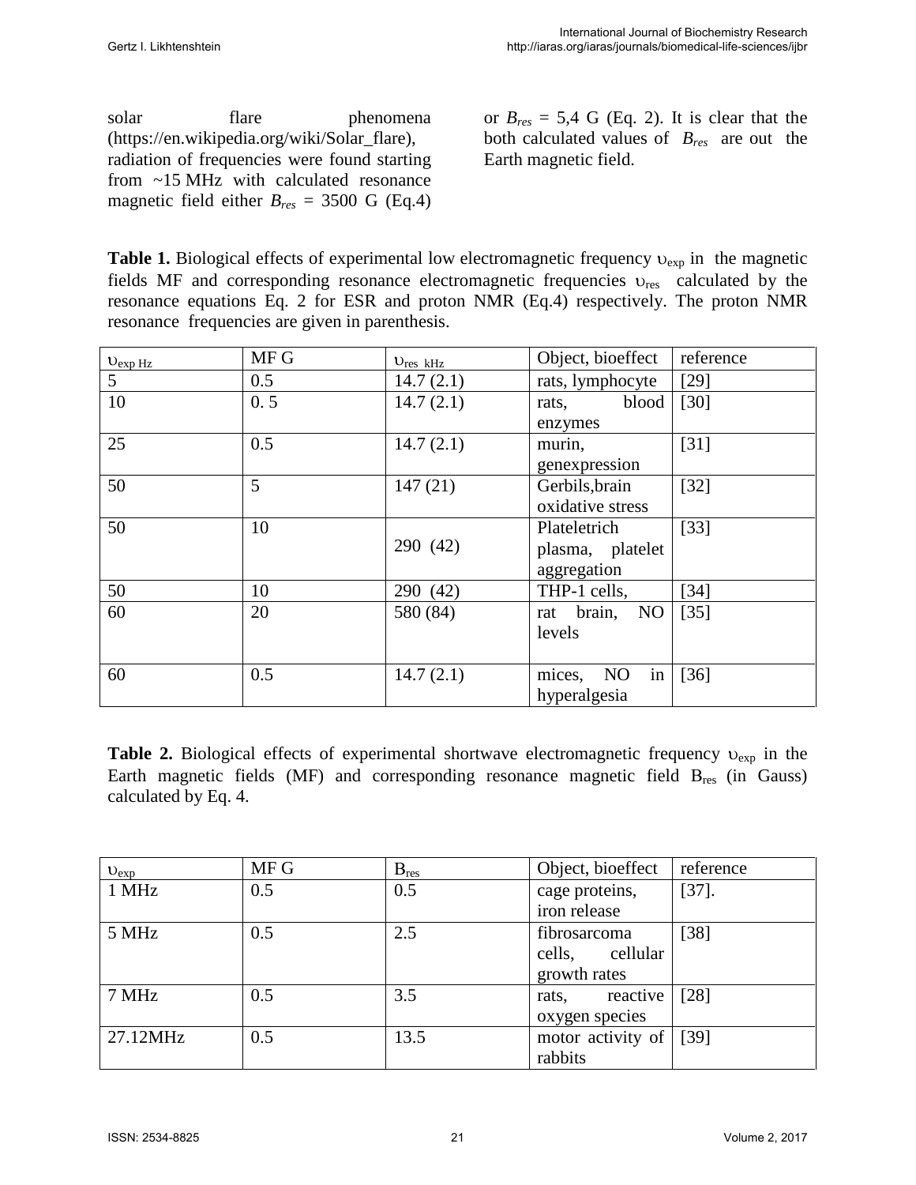solar flare phenomena (https://en.wikipedia.org/wiki/Solar_flare), radiation of frequencies were found starting from ~15 MHz with calculated resonance magnetic field either $B_{res}$ = 3500 G (Eq.4) or $B_{res}$ = 5,4 G (Eq. 2). It is clear that the both calculated values of $B_{res}$ are out the Earth magnetic field.

**Table 1.** Biological effects of experimental low electromagnetic frequency $\upsilon_{exp}$ in the magnetic fields MF and corresponding resonance electromagnetic frequencies $\upsilon_{res}$ calculated by the resonance equations Eq. 2 for ESR and proton NMR (Eq.4) respectively. The proton NMR resonance frequencies are given in parenthesis.

| $\upsilon_{exp\ Hz}$ | MF G | $\upsilon_{res\ \ kHz}$ | Object, bioeffect | reference |
|---|---|---|---|---|
| 5 | 0.5 | 14.7 (2.1) | rats, lymphocyte | [29] |
| 10 | 0. 5 | 14.7 (2.1) | rats, blood enzymes | [30] |
| 25 | 0.5 | 14.7 (2.1) | murin, genexpression | [31] |
| 50 | 5 | 147 (21) | Gerbils,brain oxidative stress | [32] |
| 50 | 10 | 290 (42) | Plateletrich plasma, platelet aggregation | [33] |
| 50 | 10 | 290 (42) | THP-1 cells, | [34] |
| 60 | 20 | 580 (84) | rat brain, NO levels | [35] |
| 60 | 0.5 | 14.7 (2.1) | mices, NO in hyperalgesia | [36] |

**Table 2.** Biological effects of experimental shortwave electromagnetic frequency $\upsilon_{exp}$ in the Earth magnetic fields (MF) and corresponding resonance magnetic field $B_{res}$ (in Gauss) calculated by Eq. 4.

| $\upsilon_{exp}$ | MF G | $B_{res}$ | Object, bioeffect | reference |
|---|---|---|---|---|
| 1 MHz | 0.5 | 0.5 | cage proteins, iron release | [37]. |
| 5 MHz | 0.5 | 2.5 | fibrosarcoma cells, cellular growth rates | [38] |
| 7 MHz | 0.5 | 3.5 | rats, reactive oxygen species | [28] |
| 27.12MHz | 0.5 | 13.5 | motor activity of rabbits | [39] |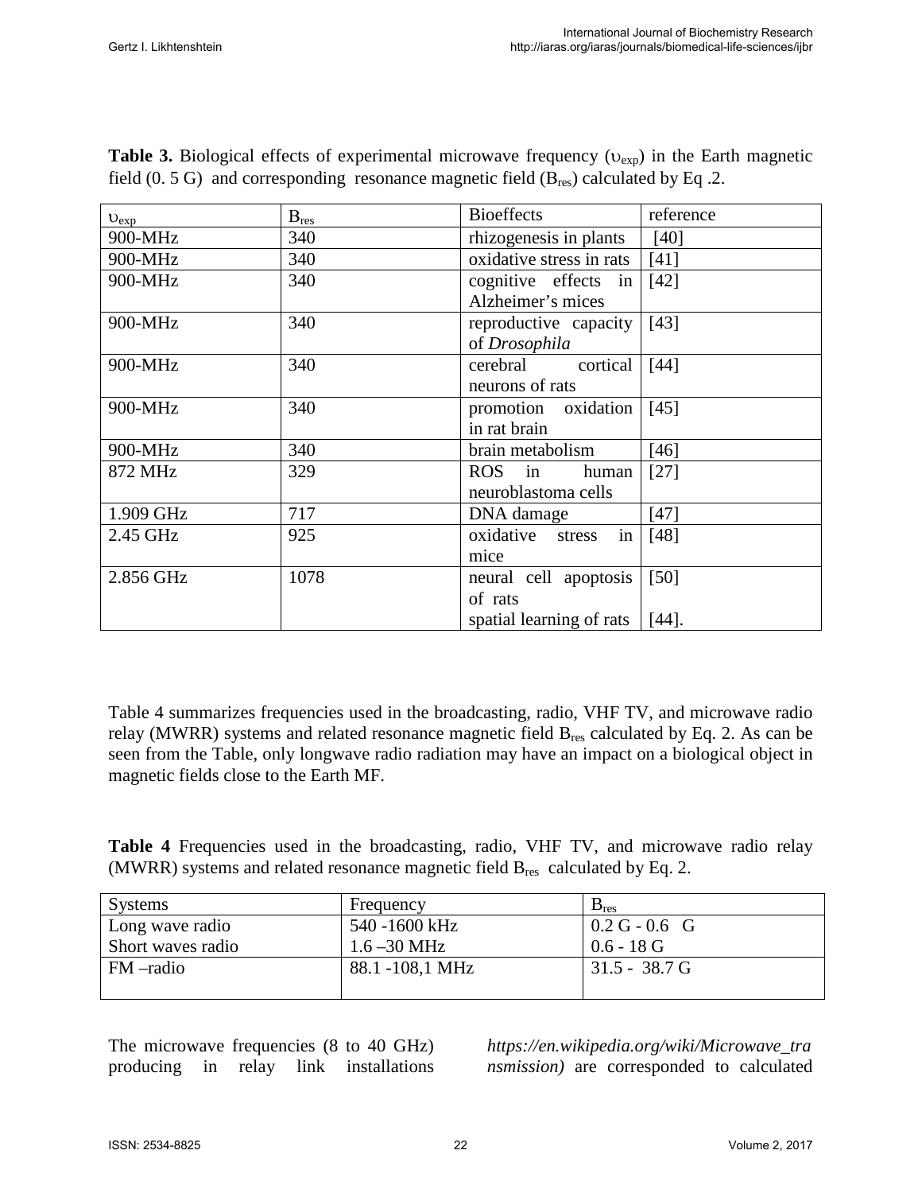**Table 3.** Biological effects of experimental microwave frequency ($\upsilon_{exp}$) in the Earth magnetic field (0. 5 G) and corresponding resonance magnetic field ($B_{res}$) calculated by Eq .2.

| $\upsilon_{exp}$ | $B_{res}$ | Bioeffects | reference |
|---|---|---|---|
| 900-MHz | 340 | rhizogenesis in plants | [40] |
| 900-MHz | 340 | oxidative stress in rats | [41] |
| 900-MHz | 340 | cognitive effects in Alzheimer's mices | [42] |
| 900-MHz | 340 | reproductive capacity of *Drosophila* | [43] |
| 900-MHz | 340 | cerebral cortical neurons of rats | [44] |
| 900-MHz | 340 | promotion oxidation in rat brain | [45] |
| 900-MHz | 340 | brain metabolism | [46] |
| 872 MHz | 329 | ROS in human neuroblastoma cells | [27] |
| 1.909 GHz | 717 | DNA damage | [47] |
| 2.45 GHz | 925 | oxidative stress in mice | [48] |
| 2.856 GHz | 1078 | neural cell apoptosis of rats<br>spatial learning of rats | [50]<br>[44]. |

Table 4 summarizes frequencies used in the broadcasting, radio, VHF TV, and microwave radio relay (MWRR) systems and related resonance magnetic field $B_{res}$ calculated by Eq. 2. As can be seen from the Table, only longwave radio radiation may have an impact on a biological object in magnetic fields close to the Earth MF.

**Table 4** Frequencies used in the broadcasting, radio, VHF TV, and microwave radio relay (MWRR) systems and related resonance magnetic field $B_{res}$ calculated by Eq. 2.

| Systems | Frequency | $B_{res}$ |
|---|---|---|
| Long wave radio<br>Short waves radio | 540 -1600 kHz<br>1.6 –30 MHz | 0.2 G - 0.6 G<br>0.6 - 18 G |
| FM –radio | 88.1 -108,1 MHz | 31.5 - 38.7 G |

The microwave frequencies (8 to 40 GHz) producing in relay link installations *https://en.wikipedia.org/wiki/Microwave_transmission)* are corresponded to calculated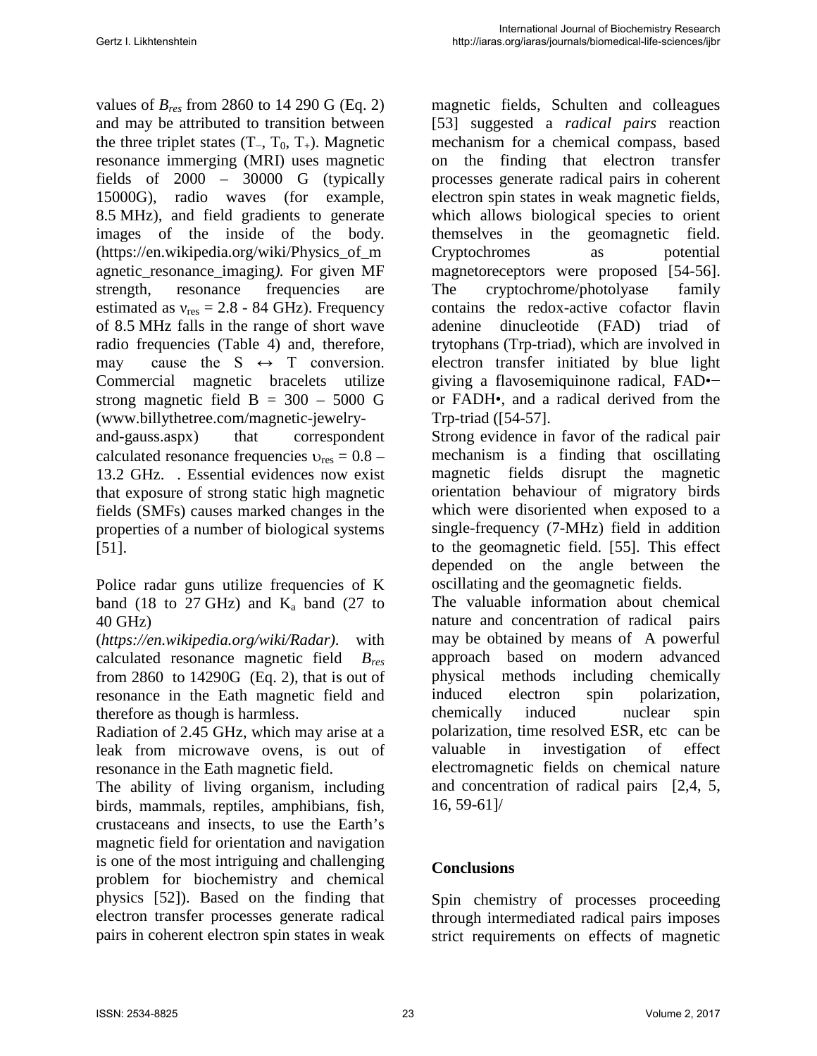values of $B_{res}$ from 2860 to 14 290 G (Eq. 2) and may be attributed to transition between the three triplet states ($T_{-}$, $T_0$, $T_{+}$). Magnetic resonance immerging (MRI) uses magnetic fields of 2000 – 30000 G (typically 15000G), radio waves (for example, 8.5 MHz), and field gradients to generate images of the inside of the body. (https://en.wikipedia.org/wiki/Physics_of_magnetic_resonance_imaging*).* For given MF strength, resonance frequencies are estimated as $\nu_{res}$ = 2.8 - 84 GHz). Frequency of 8.5 MHz falls in the range of short wave radio frequencies (Table 4) and, therefore, may cause the S $\leftrightarrow$ T conversion. Commercial magnetic bracelets utilize strong magnetic field B = 300 – 5000 G (www.billythetree.com/magnetic-jewelry-and-gauss.aspx) that correspondent calculated resonance frequencies $\upsilon_{res}$ = 0.8 – 13.2 GHz. . Essential evidences now exist that exposure of strong static high magnetic fields (SMFs) causes marked changes in the properties of a number of biological systems [51].

Police radar guns utilize frequencies of K band (18 to 27 GHz) and $K_a$ band (27 to 40 GHz) (*https://en.wikipedia.org/wiki/Radar)*. with calculated resonance magnetic field $B_{res}$ from 2860 to 14290G (Eq. 2), that is out of resonance in the Eath magnetic field and therefore as though is harmless.

Radiation of 2.45 GHz, which may arise at a leak from microwave ovens, is out of resonance in the Eath magnetic field.

The ability of living organism, including birds, mammals, reptiles, amphibians, fish, crustaceans and insects, to use the Earth's magnetic field for orientation and navigation is one of the most intriguing and challenging problem for biochemistry and chemical physics [52]). Based on the finding that electron transfer processes generate radical pairs in coherent electron spin states in weak magnetic fields, Schulten and colleagues [53] suggested a *radical pairs* reaction mechanism for a chemical compass, based on the finding that electron transfer processes generate radical pairs in coherent electron spin states in weak magnetic fields, which allows biological species to orient themselves in the geomagnetic field. Cryptochromes as potential magnetoreceptors were proposed [54-56]. The cryptochrome/photolyase family contains the redox-active cofactor flavin adenine dinucleotide (FAD) triad of trytophans (Trp-triad), which are involved in electron transfer initiated by blue light giving a flavosemiquinone radical, FAD•− or FADH•, and a radical derived from the Trp-triad ([54-57].

Strong evidence in favor of the radical pair mechanism is a finding that oscillating magnetic fields disrupt the magnetic orientation behaviour of migratory birds which were disoriented when exposed to a single-frequency (7-MHz) field in addition to the geomagnetic field. [55]. This effect depended on the angle between the oscillating and the geomagnetic fields.

The valuable information about chemical nature and concentration of radical pairs may be obtained by means of A powerful approach based on modern advanced physical methods including chemically induced electron spin polarization, chemically induced nuclear spin polarization, time resolved ESR, etc can be valuable in investigation of effect electromagnetic fields on chemical nature and concentration of radical pairs [2,4, 5, 16, 59-61]/

## Conclusions

Spin chemistry of processes proceeding through intermediated radical pairs imposes strict requirements on effects of magnetic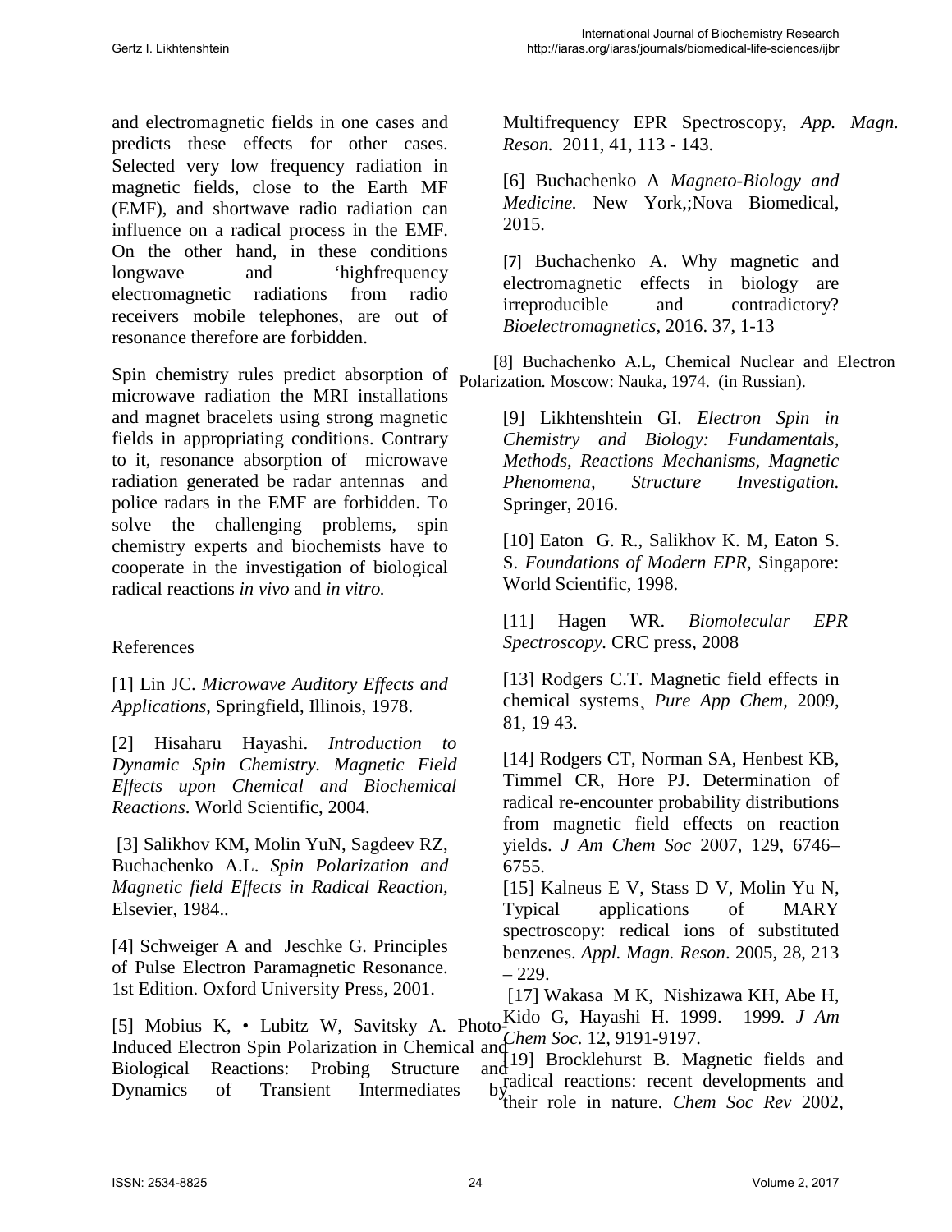and electromagnetic fields in one cases and predicts these effects for other cases. Selected very low frequency radiation in magnetic fields, close to the Earth MF (EMF), and shortwave radio radiation can influence on a radical process in the EMF. On the other hand, in these conditions longwave and 'highfrequency electromagnetic radiations from radio receivers mobile telephones, are out of resonance therefore are forbidden.

Spin chemistry rules predict absorption of microwave radiation the MRI installations and magnet bracelets using strong magnetic fields in appropriating conditions. Contrary to it, resonance absorption of microwave radiation generated be radar antennas and police radars in the EMF are forbidden. To solve the challenging problems, spin chemistry experts and biochemists have to cooperate in the investigation of biological radical reactions *in vivo* and *in vitro.*

References

[1] Lin JC. *Microwave Auditory Effects and Applications,* Springfield, Illinois, 1978.

[2] Hisaharu Hayashi. *Introduction to Dynamic Spin Chemistry. Magnetic Field Effects upon Chemical and Biochemical Reactions*. World Scientific, 2004.

[3] Salikhov KM, Molin YuN, Sagdeev RZ, Buchachenko A.L. *Spin Polarization and Magnetic field Effects in Radical Reaction,* Elsevier, 1984..

[4] Schweiger A and Jeschke G. Principles of Pulse Electron Paramagnetic Resonance. 1st Edition. Oxford University Press, 2001.

[5] Mobius K, • Lubitz W, Savitsky A. Photo-Induced Electron Spin Polarization in Chemical and Biological Reactions: Probing Structure and Dynamics of Transient Intermediates by Multifrequency EPR Spectroscopy, *App. Magn. Reson.* 2011, 41, 113 - 143.

[6] Buchachenko A *Magneto-Biology and Medicine.* New York,;Nova Biomedical, 2015.

[7] Buchachenko A. Why magnetic and electromagnetic effects in biology are irreproducible and contradictory? *Bioelectromagnetics*, 2016. 37, 1-13

[8] Buchachenko A.L, Chemical Nuclear and Electron Polarization*.* Moscow: Nauka, 1974. (in Russian).

[9] Likhtenshtein GI. *Electron Spin in Chemistry and Biology: Fundamentals, Methods, Reactions Mechanisms, Magnetic Phenomena, Structure Investigation.* Springer, 2016.

[10] Eaton G. R., Salikhov K. M, Eaton S. S. *Foundations of Modern EPR,* Singapore: World Scientific, 1998.

[11] Hagen WR. *Biomolecular EPR Spectroscopy.* CRC press, 2008

[13] Rodgers C.T. Magnetic field effects in chemical systems¸ *Pure App Chem,* 2009, 81, 19 43.

[14] Rodgers CT, Norman SA, Henbest KB, Timmel CR, Hore PJ. Determination of radical re-encounter probability distributions from magnetic field effects on reaction yields. *J Am Chem Soc* 2007, 129, 6746–6755.

[15] Kalneus E V, Stass D V, Molin Yu N, Typical applications of MARY spectroscopy: redical ions of substituted benzenes. *Appl. Magn. Reson*. 2005, 28, 213 – 229.

[17] Wakasa M K, Nishizawa KH, Abe H, Kido G, Hayashi H. 1999. 1999*. J Am Chem Soc.* 12, 9191-9197.

[19] Brocklehurst B. Magnetic fields and radical reactions: recent developments and their role in nature. *Chem Soc Rev* 2002,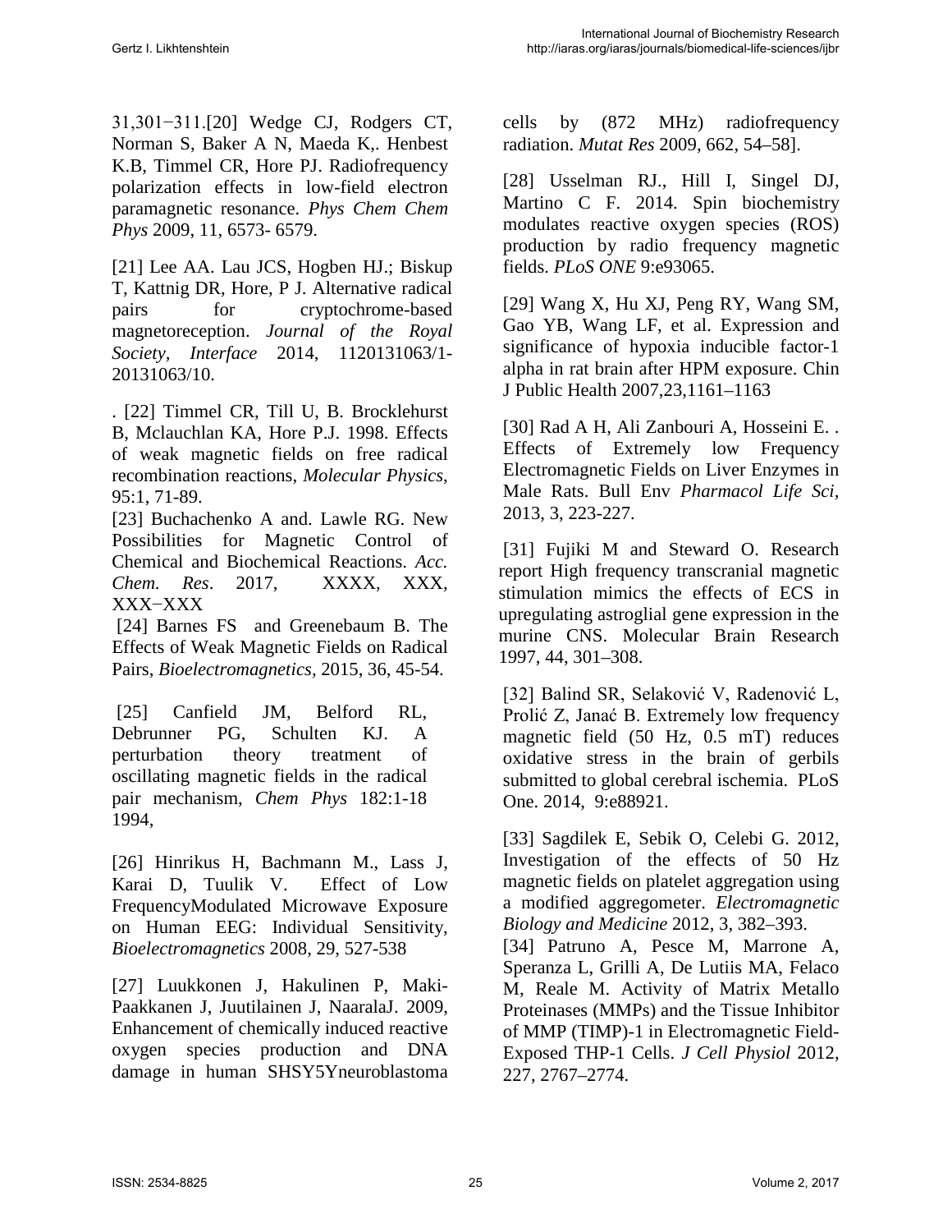31,301−311.[20] Wedge CJ, Rodgers CT, Norman S, Baker A N, Maeda K,. Henbest K.B, Timmel CR, Hore PJ. Radiofrequency polarization effects in low-field electron paramagnetic resonance. *Phys Chem Chem Phys* 2009, 11, 6573- 6579.

[21] Lee AA. Lau JCS, Hogben HJ.; Biskup T, Kattnig DR, Hore, P J. Alternative radical pairs for cryptochrome-based magnetoreception. *Journal of the Royal Society, Interface* 2014, 1120131063/1-20131063/10.

. [22] Timmel CR, Till U, B. Brocklehurst B, Mclauchlan KA, Hore P.J. 1998. Effects of weak magnetic fields on free radical recombination reactions, *Molecular Physics*, 95:1, 71-89.

[23] Buchachenko A and. Lawle RG. New Possibilities for Magnetic Control of Chemical and Biochemical Reactions. *Acc. Chem. Res*. 2017, XXXX, XXX, XXX−XXX

[24] Barnes FS and Greenebaum B. The Effects of Weak Magnetic Fields on Radical Pairs, *Bioelectromagnetics*, 2015, 36, 45-54.

[25] Canfield JM, Belford RL, Debrunner PG, Schulten KJ. A perturbation theory treatment of oscillating magnetic fields in the radical pair mechanism, *Chem Phys* 182:1-18 1994,

[26] Hinrikus H, Bachmann M., Lass J, Karai D, Tuulik V. Effect of Low FrequencyModulated Microwave Exposure on Human EEG: Individual Sensitivity, *Bioelectromagnetics* 2008, 29, 527-538

[27] Luukkonen J, Hakulinen P, Maki-Paakkanen J, Juutilainen J, NaaralaJ. 2009, Enhancement of chemically induced reactive oxygen species production and DNA damage in human SHSY5Yneuroblastoma cells by (872 MHz) radiofrequency radiation. *Mutat Res* 2009, 662, 54–58].

[28] Usselman RJ., Hill I, Singel DJ, Martino C F. 2014. Spin biochemistry modulates reactive oxygen species (ROS) production by radio frequency magnetic fields. *PLoS ONE* 9:e93065.

[29] Wang X, Hu XJ, Peng RY, Wang SM, Gao YB, Wang LF, et al. Expression and significance of hypoxia inducible factor-1 alpha in rat brain after HPM exposure. Chin J Public Health 2007,23,1161–1163

[30] Rad A H, Ali Zanbouri A, Hosseini E. . Effects of Extremely low Frequency Electromagnetic Fields on Liver Enzymes in Male Rats. Bull Env *Pharmacol Life Sci*, 2013, 3, 223-227.

[31] Fujiki M and Steward O. Research report High frequency transcranial magnetic stimulation mimics the effects of ECS in upregulating astroglial gene expression in the murine CNS. Molecular Brain Research 1997, 44, 301–308.

[32] Balind SR, Selaković V, Radenović L, Prolić Z, Janać B. Extremely low frequency magnetic field (50 Hz, 0.5 mT) reduces oxidative stress in the brain of gerbils submitted to global cerebral ischemia. PLoS One. 2014, 9:e88921.

[33] Sagdilek E, Sebik O, Celebi G. 2012, Investigation of the effects of 50 Hz magnetic fields on platelet aggregation using a modified aggregometer. *Electromagnetic Biology and Medicine* 2012, 3, 382–393.

[34] Patruno A, Pesce M, Marrone A, Speranza L, Grilli A, De Lutiis MA, Felaco M, Reale M. Activity of Matrix Metallo Proteinases (MMPs) and the Tissue Inhibitor of MMP (TIMP)-1 in Electromagnetic Field-Exposed THP-1 Cells. *J Cell Physiol* 2012, 227, 2767–2774.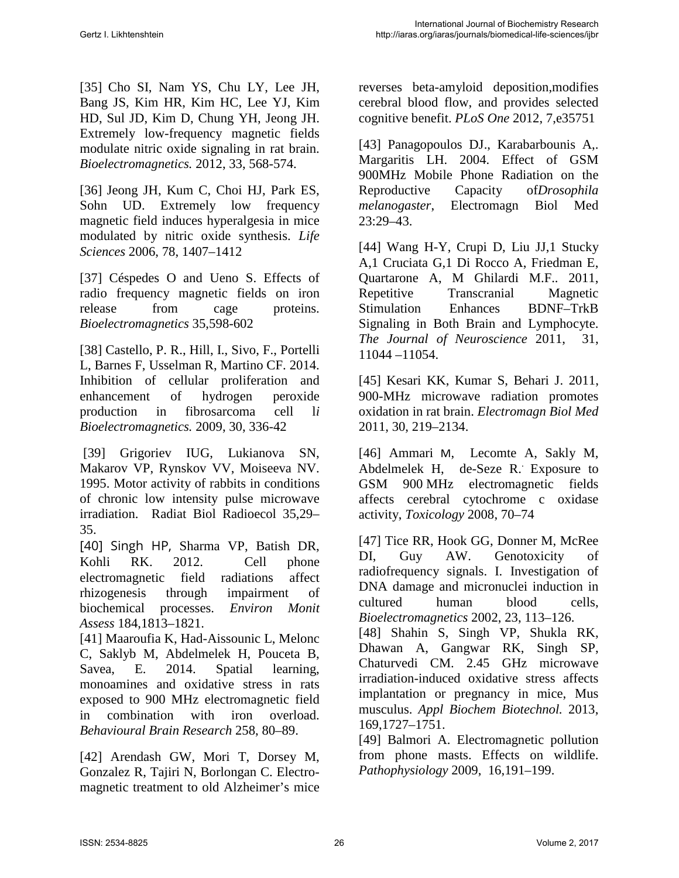[35] Cho SI, Nam YS, Chu LY, Lee JH, Bang JS, Kim HR, Kim HC, Lee YJ, Kim HD, Sul JD, Kim D, Chung YH, Jeong JH. Extremely low-frequency magnetic fields modulate nitric oxide signaling in rat brain. *Bioelectromagnetics.* 2012, 33, 568-574.

[36] Jeong JH, Kum C, Choi HJ, Park ES, Sohn UD. Extremely low frequency magnetic field induces hyperalgesia in mice modulated by nitric oxide synthesis. *Life Sciences* 2006, 78, 1407–1412

[37] Céspedes O and Ueno S. Effects of radio frequency magnetic fields on iron release from cage proteins. *Bioelectromagnetics* 35,598-602

[38] Castello, P. R., Hill, I., Sivo, F., Portelli L, Barnes F, Usselman R, Martino CF. 2014. Inhibition of cellular proliferation and enhancement of hydrogen peroxide production in fibrosarcoma cell l*i* *Bioelectromagnetics.* 2009, 30, 336-42

[39] Grigoriev IUG, Lukianova SN, Makarov VP, Rynskov VV, Moiseeva NV. 1995. Motor activity of rabbits in conditions of chronic low intensity pulse microwave irradiation. Radiat Biol Radioecol 35,29–35.

[40] Singh HP, Sharma VP, Batish DR, Kohli RK. 2012. Cell phone electromagnetic field radiations affect rhizogenesis through impairment of biochemical processes. *Environ Monit Assess* 184,1813–1821.

[41] Maaroufia K, Had-Aissounic L, Melonc C, Saklyb M, Abdelmelek H, Pouceta B, Savea, E. 2014. Spatial learning, monoamines and oxidative stress in rats exposed to 900 MHz electromagnetic field in combination with iron overload. *Behavioural Brain Research* 258, 80–89.

[42] Arendash GW, Mori T, Dorsey M, Gonzalez R, Tajiri N, Borlongan C. Electromagnetic treatment to old Alzheimer's mice reverses beta-amyloid deposition,modifies cerebral blood flow, and provides selected cognitive benefit. *PLoS One* 2012, 7,e35751

[43] Panagopoulos DJ., Karabarbounis A,. Margaritis LH. 2004. Effect of GSM 900MHz Mobile Phone Radiation on the Reproductive Capacity of*Drosophila melanogaster*, Electromagn Biol Med 23:29–43.

[44] Wang H-Y, Crupi D, Liu JJ,1 Stucky A,1 Cruciata G,1 Di Rocco A, Friedman E, Quartarone A, M Ghilardi M.F.. 2011, Repetitive Transcranial Magnetic Stimulation Enhances BDNF–TrkB Signaling in Both Brain and Lymphocyte. *The Journal of Neuroscience* 2011, 31, 11044 –11054.

[45] Kesari KK, Kumar S, Behari J. 2011, 900-MHz microwave radiation promotes oxidation in rat brain. *Electromagn Biol Med* 2011, 30, 219–2134.

[46] Ammari M, Lecomte A, Sakly M, Abdelmelek H, de-Seze R. Exposure to GSM 900 MHz electromagnetic fields affects cerebral cytochrome c oxidase activity, *Toxicology* 2008, 70–74

[47] Tice RR, Hook GG, Donner M, McRee DI, Guy AW. Genotoxicity of radiofrequency signals. I. Investigation of DNA damage and micronuclei induction in cultured human blood cells, *Bioelectromagnetics* 2002, 23, 113–126.

[48] Shahin S, Singh VP, Shukla RK, Dhawan A, Gangwar RK, Singh SP, Chaturvedi CM. 2.45 GHz microwave irradiation-induced oxidative stress affects implantation or pregnancy in mice, Mus musculus. *Appl Biochem Biotechnol.* 2013, 169,1727–1751.

[49] Balmori A. Electromagnetic pollution from phone masts. Effects on wildlife. *Pathophysiology* 2009, 16,191–199.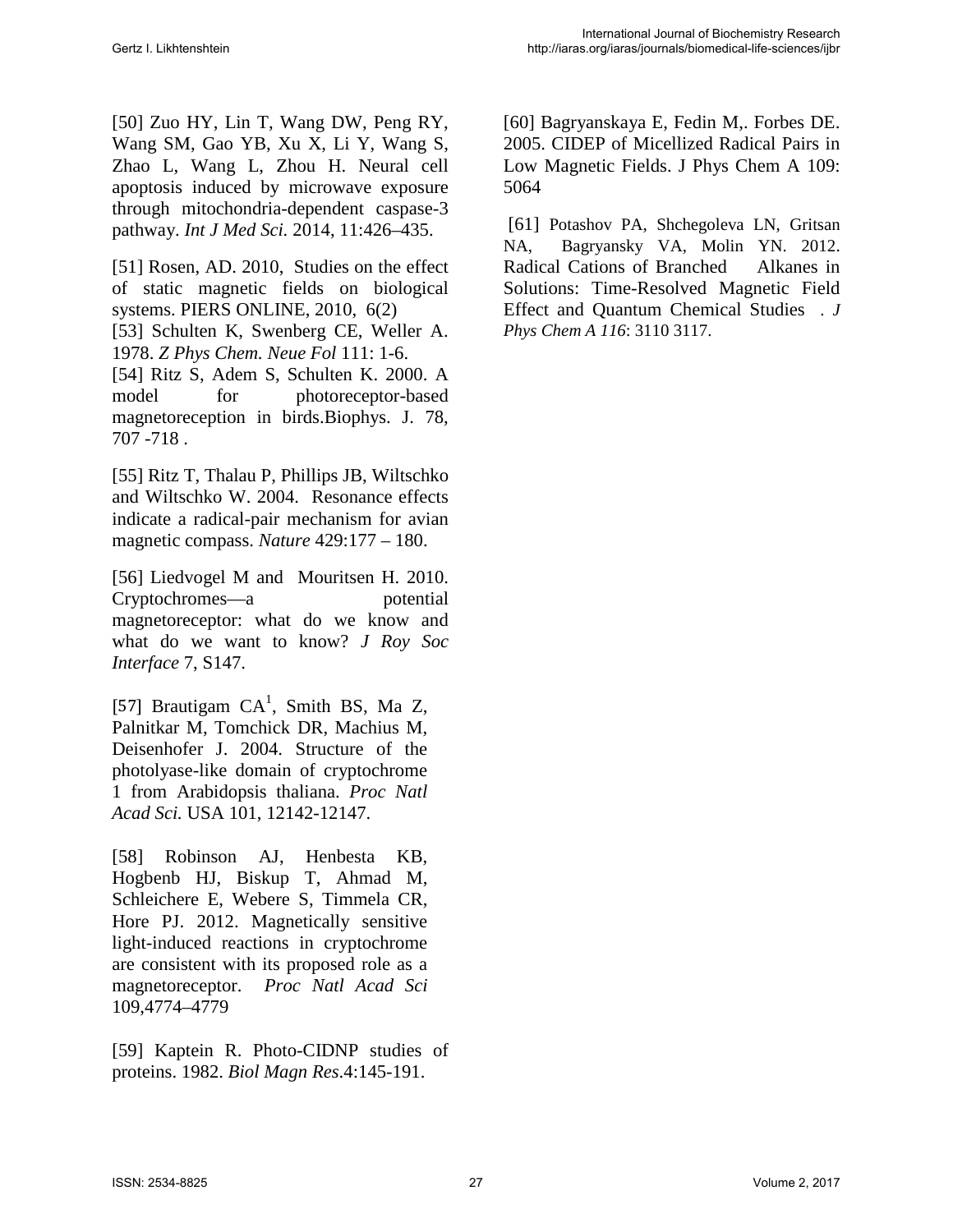[50] Zuo HY, Lin T, Wang DW, Peng RY, Wang SM, Gao YB, Xu X, Li Y, Wang S, Zhao L, Wang L, Zhou H. Neural cell apoptosis induced by microwave exposure through mitochondria-dependent caspase-3 pathway. *Int J Med Sci.* 2014, 11:426–435.

[51] Rosen, AD. 2010, Studies on the effect of static magnetic fields on biological systems. PIERS ONLINE, 2010, 6(2)

[53] Schulten K, Swenberg CE, Weller A. 1978. *Z Phys Chem. Neue Fol* 111: 1-6.

[54] Ritz S, Adem S, Schulten K. 2000. A model for photoreceptor-based magnetoreception in birds.Biophys. J. 78, 707 -718 .

[55] Ritz T, Thalau P, Phillips JB, Wiltschko and Wiltschko W. 2004. Resonance effects indicate a radical-pair mechanism for avian magnetic compass. *Nature* 429:177 – 180.

[56] Liedvogel M and Mouritsen H. 2010. Cryptochromes—a potential magnetoreceptor: what do we know and what do we want to know? *J Roy Soc Interface* 7, S147.

[57] Brautigam CA[1], Smith BS, Ma Z, Palnitkar M, Tomchick DR, Machius M, Deisenhofer J. 2004. Structure of the photolyase-like domain of cryptochrome 1 from Arabidopsis thaliana. *Proc Natl Acad Sci.* USA 101, 12142-12147.

[58] Robinson AJ, Henbesta KB, Hogbenb HJ, Biskup T, Ahmad M, Schleichere E, Webere S, Timmela CR, Hore PJ. 2012. Magnetically sensitive light-induced reactions in cryptochrome are consistent with its proposed role as a magnetoreceptor. *Proc Natl Acad Sci* 109,4774–4779

[59] Kaptein R. Photo-CIDNP studies of proteins. 1982. *Biol Magn Res*.4:145-191.

[60] Bagryanskaya E, Fedin M,. Forbes DE. 2005. CIDEP of Micellized Radical Pairs in Low Magnetic Fields. J Phys Chem A 109: 5064

[61] Potashov PA, Shchegoleva LN, Gritsan NA, Bagryansky VA, Molin YN. 2012. Radical Cations of Branched Alkanes in Solutions: Time-Resolved Magnetic Field Effect and Quantum Chemical Studies . *J Phys Chem A 116*: 3110 3117.